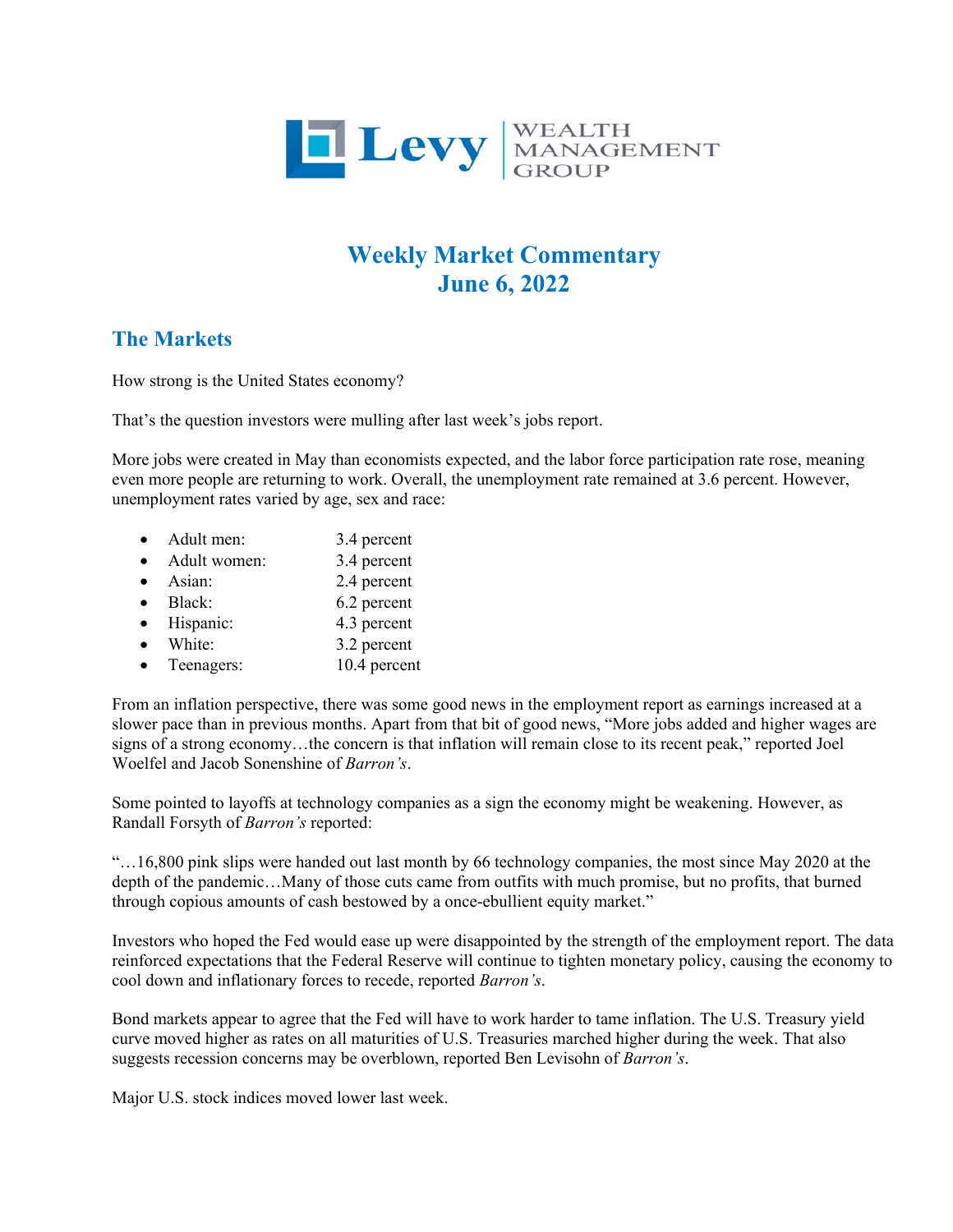# Weekly Market Commentary
# June 6, 2022

## The Markets

How strong is the United States economy?

That's the question investors were mulling after last week's jobs report.

More jobs were created in May than economists expected, and the labor force participation rate rose, meaning even more people are returning to work. Overall, the unemployment rate remained at 3.6 percent. However, unemployment rates varied by age, sex and race:

- Adult men: 3.4 percent
- Adult women: 3.4 percent
- Asian: 2.4 percent
- Black: 6.2 percent
- Hispanic: 4.3 percent
- White: 3.2 percent
- Teenagers: 10.4 percent

From an inflation perspective, there was some good news in the employment report as earnings increased at a slower pace than in previous months. Apart from that bit of good news, "More jobs added and higher wages are signs of a strong economy…the concern is that inflation will remain close to its recent peak," reported Joel Woelfel and Jacob Sonenshine of *Barron's*.

Some pointed to layoffs at technology companies as a sign the economy might be weakening. However, as Randall Forsyth of *Barron's* reported:

"…16,800 pink slips were handed out last month by 66 technology companies, the most since May 2020 at the depth of the pandemic…Many of those cuts came from outfits with much promise, but no profits, that burned through copious amounts of cash bestowed by a once-ebullient equity market."

Investors who hoped the Fed would ease up were disappointed by the strength of the employment report. The data reinforced expectations that the Federal Reserve will continue to tighten monetary policy, causing the economy to cool down and inflationary forces to recede, reported *Barron's*.

Bond markets appear to agree that the Fed will have to work harder to tame inflation. The U.S. Treasury yield curve moved higher as rates on all maturities of U.S. Treasuries marched higher during the week. That also suggests recession concerns may be overblown, reported Ben Levisohn of *Barron's*.

Major U.S. stock indices moved lower last week.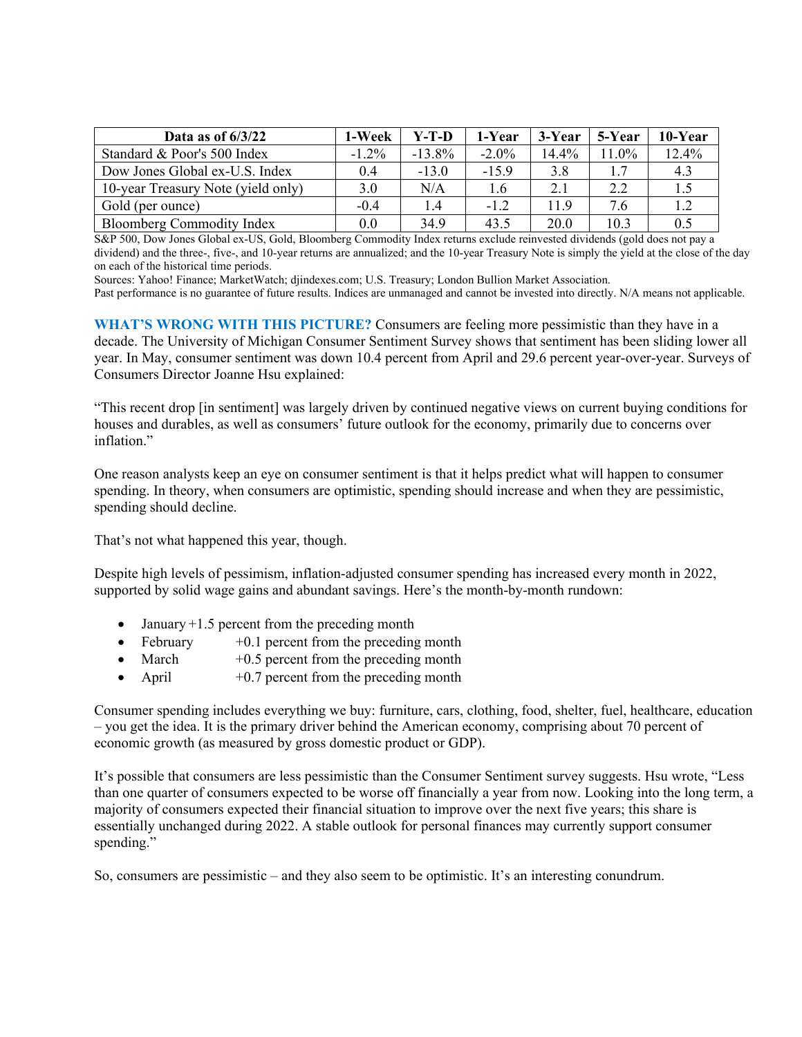| Data as of 6/3/22 | 1-Week | Y-T-D | 1-Year | 3-Year | 5-Year | 10-Year |
|---|---|---|---|---|---|---|
| Standard & Poor's 500 Index | -1.2% | -13.8% | -2.0% | 14.4% | 11.0% | 12.4% |
| Dow Jones Global ex-U.S. Index | 0.4 | -13.0 | -15.9 | 3.8 | 1.7 | 4.3 |
| 10-year Treasury Note (yield only) | 3.0 | N/A | 1.6 | 2.1 | 2.2 | 1.5 |
| Gold (per ounce) | -0.4 | 1.4 | -1.2 | 11.9 | 7.6 | 1.2 |
| Bloomberg Commodity Index | 0.0 | 34.9 | 43.5 | 20.0 | 10.3 | 0.5 |

S&P 500, Dow Jones Global ex-US, Gold, Bloomberg Commodity Index returns exclude reinvested dividends (gold does not pay a dividend) and the three-, five-, and 10-year returns are annualized; and the 10-year Treasury Note is simply the yield at the close of the day on each of the historical time periods.

Sources: Yahoo! Finance; MarketWatch; djindexes.com; U.S. Treasury; London Bullion Market Association.

Past performance is no guarantee of future results. Indices are unmanaged and cannot be invested into directly. N/A means not applicable.

**WHAT'S WRONG WITH THIS PICTURE?** Consumers are feeling more pessimistic than they have in a decade. The University of Michigan Consumer Sentiment Survey shows that sentiment has been sliding lower all year. In May, consumer sentiment was down 10.4 percent from April and 29.6 percent year-over-year. Surveys of Consumers Director Joanne Hsu explained:

"This recent drop [in sentiment] was largely driven by continued negative views on current buying conditions for houses and durables, as well as consumers' future outlook for the economy, primarily due to concerns over inflation."

One reason analysts keep an eye on consumer sentiment is that it helps predict what will happen to consumer spending. In theory, when consumers are optimistic, spending should increase and when they are pessimistic, spending should decline.

That's not what happened this year, though.

Despite high levels of pessimism, inflation-adjusted consumer spending has increased every month in 2022, supported by solid wage gains and abundant savings. Here's the month-by-month rundown:

- January +1.5 percent from the preceding month
- February +0.1 percent from the preceding month
- March +0.5 percent from the preceding month
- April +0.7 percent from the preceding month

Consumer spending includes everything we buy: furniture, cars, clothing, food, shelter, fuel, healthcare, education – you get the idea. It is the primary driver behind the American economy, comprising about 70 percent of economic growth (as measured by gross domestic product or GDP).

It's possible that consumers are less pessimistic than the Consumer Sentiment survey suggests. Hsu wrote, "Less than one quarter of consumers expected to be worse off financially a year from now. Looking into the long term, a majority of consumers expected their financial situation to improve over the next five years; this share is essentially unchanged during 2022. A stable outlook for personal finances may currently support consumer spending."

So, consumers are pessimistic – and they also seem to be optimistic. It's an interesting conundrum.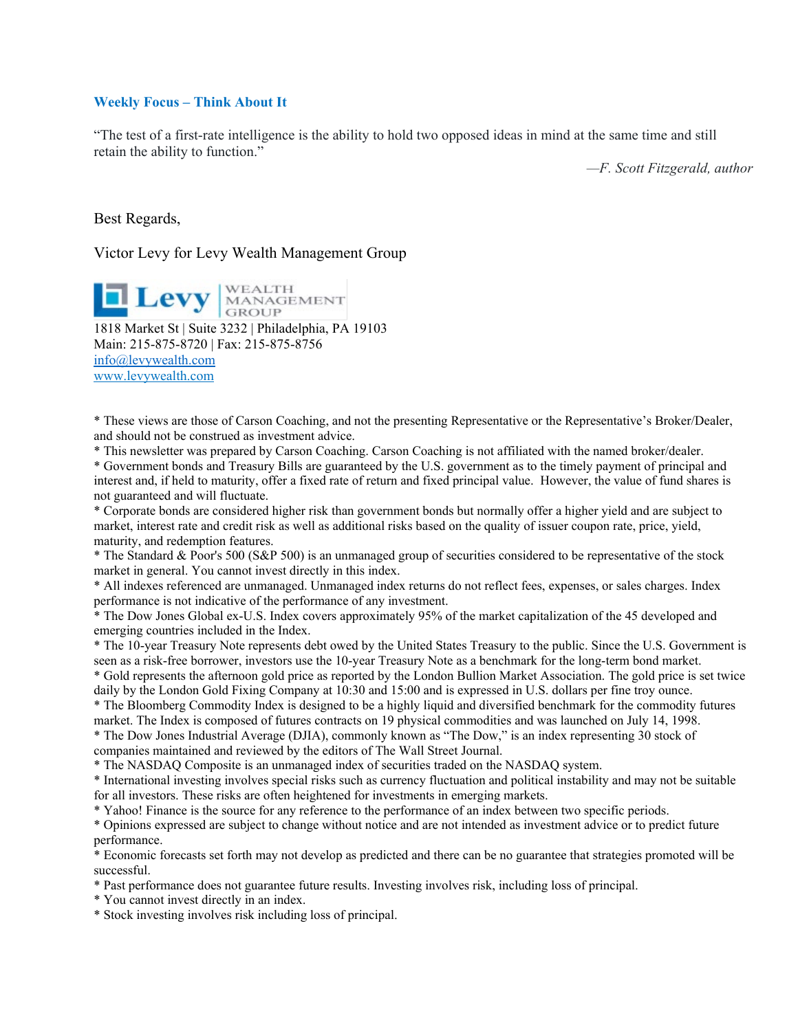**Weekly Focus – Think About It**

"The test of a first-rate intelligence is the ability to hold two opposed ideas in mind at the same time and still retain the ability to function."

*—F. Scott Fitzgerald, author*

Best Regards,

Victor Levy for Levy Wealth Management Group

Levy WEALTH MANAGEMENT GROUP

1818 Market St | Suite 3232 | Philadelphia, PA 19103
Main: 215-875-8720 | Fax: 215-875-8756
[info@levywealth.com](mailto:info@levywealth.com)
[www.levywealth.com](http://www.levywealth.com)

* These views are those of Carson Coaching, and not the presenting Representative or the Representative's Broker/Dealer, and should not be construed as investment advice.
* This newsletter was prepared by Carson Coaching. Carson Coaching is not affiliated with the named broker/dealer.
* Government bonds and Treasury Bills are guaranteed by the U.S. government as to the timely payment of principal and interest and, if held to maturity, offer a fixed rate of return and fixed principal value. However, the value of fund shares is not guaranteed and will fluctuate.
* Corporate bonds are considered higher risk than government bonds but normally offer a higher yield and are subject to market, interest rate and credit risk as well as additional risks based on the quality of issuer coupon rate, price, yield, maturity, and redemption features.
* The Standard & Poor's 500 (S&P 500) is an unmanaged group of securities considered to be representative of the stock market in general. You cannot invest directly in this index.
* All indexes referenced are unmanaged. Unmanaged index returns do not reflect fees, expenses, or sales charges. Index performance is not indicative of the performance of any investment.
* The Dow Jones Global ex-U.S. Index covers approximately 95% of the market capitalization of the 45 developed and emerging countries included in the Index.
* The 10-year Treasury Note represents debt owed by the United States Treasury to the public. Since the U.S. Government is seen as a risk-free borrower, investors use the 10-year Treasury Note as a benchmark for the long-term bond market.
* Gold represents the afternoon gold price as reported by the London Bullion Market Association. The gold price is set twice daily by the London Gold Fixing Company at 10:30 and 15:00 and is expressed in U.S. dollars per fine troy ounce.
* The Bloomberg Commodity Index is designed to be a highly liquid and diversified benchmark for the commodity futures market. The Index is composed of futures contracts on 19 physical commodities and was launched on July 14, 1998.
* The Dow Jones Industrial Average (DJIA), commonly known as "The Dow," is an index representing 30 stock of companies maintained and reviewed by the editors of The Wall Street Journal.
* The NASDAQ Composite is an unmanaged index of securities traded on the NASDAQ system.
* International investing involves special risks such as currency fluctuation and political instability and may not be suitable for all investors. These risks are often heightened for investments in emerging markets.
* Yahoo! Finance is the source for any reference to the performance of an index between two specific periods.
* Opinions expressed are subject to change without notice and are not intended as investment advice or to predict future performance.
* Economic forecasts set forth may not develop as predicted and there can be no guarantee that strategies promoted will be successful.
* Past performance does not guarantee future results. Investing involves risk, including loss of principal.
* You cannot invest directly in an index.
* Stock investing involves risk including loss of principal.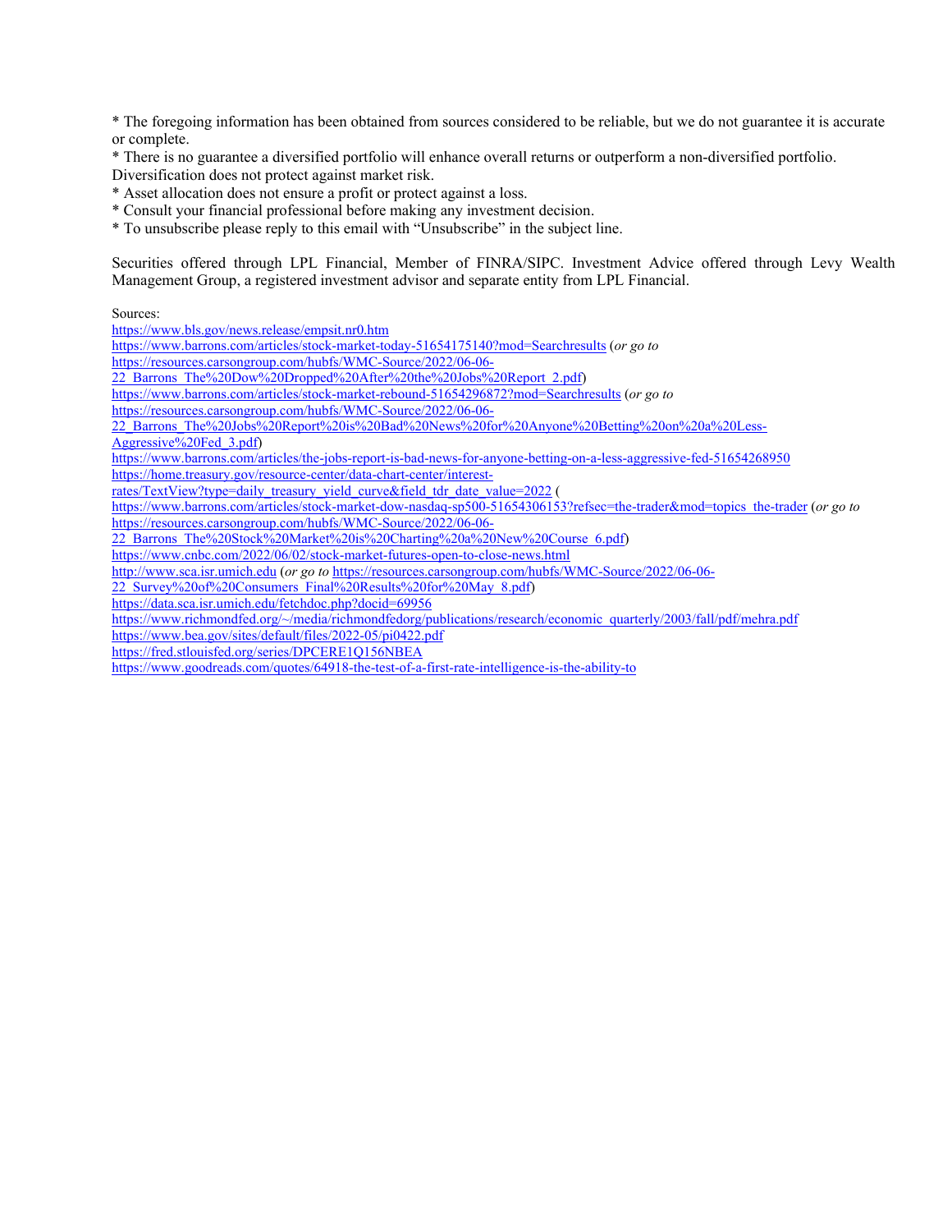* The foregoing information has been obtained from sources considered to be reliable, but we do not guarantee it is accurate or complete.
* There is no guarantee a diversified portfolio will enhance overall returns or outperform a non-diversified portfolio. Diversification does not protect against market risk.
* Asset allocation does not ensure a profit or protect against a loss.
* Consult your financial professional before making any investment decision.
* To unsubscribe please reply to this email with "Unsubscribe" in the subject line.

Securities offered through LPL Financial, Member of FINRA/SIPC. Investment Advice offered through Levy Wealth Management Group, a registered investment advisor and separate entity from LPL Financial.

Sources:
https://www.bls.gov/news.release/empsit.nr0.htm
https://www.barrons.com/articles/stock-market-today-51654175140?mod=Searchresults (*or go to* https://resources.carsongroup.com/hubfs/WMC-Source/2022/06-06-22_Barrons_The%20Dow%20Dropped%20After%20the%20Jobs%20Report_2.pdf)
https://www.barrons.com/articles/stock-market-rebound-51654296872?mod=Searchresults (*or go to* https://resources.carsongroup.com/hubfs/WMC-Source/2022/06-06-22_Barrons_The%20Jobs%20Report%20is%20Bad%20News%20for%20Anyone%20Betting%20on%20a%20Less-Aggressive%20Fed_3.pdf)
https://www.barrons.com/articles/the-jobs-report-is-bad-news-for-anyone-betting-on-a-less-aggressive-fed-51654268950
https://home.treasury.gov/resource-center/data-chart-center/interest-rates/TextView?type=daily_treasury_yield_curve&field_tdr_date_value=2022 (
https://www.barrons.com/articles/stock-market-dow-nasdaq-sp500-51654306153?refsec=the-trader&mod=topics_the-trader (*or go to* https://resources.carsongroup.com/hubfs/WMC-Source/2022/06-06-22_Barrons_The%20Stock%20Market%20is%20Charting%20a%20New%20Course_6.pdf)
https://www.cnbc.com/2022/06/02/stock-market-futures-open-to-close-news.html
http://www.sca.isr.umich.edu (*or go to* https://resources.carsongroup.com/hubfs/WMC-Source/2022/06-06-22_Survey%20of%20Consumers_Final%20Results%20for%20May_8.pdf)
https://data.sca.isr.umich.edu/fetchdoc.php?docid=69956
https://www.richmondfed.org/~/media/richmondfedorg/publications/research/economic_quarterly/2003/fall/pdf/mehra.pdf
https://www.bea.gov/sites/default/files/2022-05/pi0422.pdf
https://fred.stlouisfed.org/series/DPCERE1Q156NBEA
https://www.goodreads.com/quotes/64918-the-test-of-a-first-rate-intelligence-is-the-ability-to